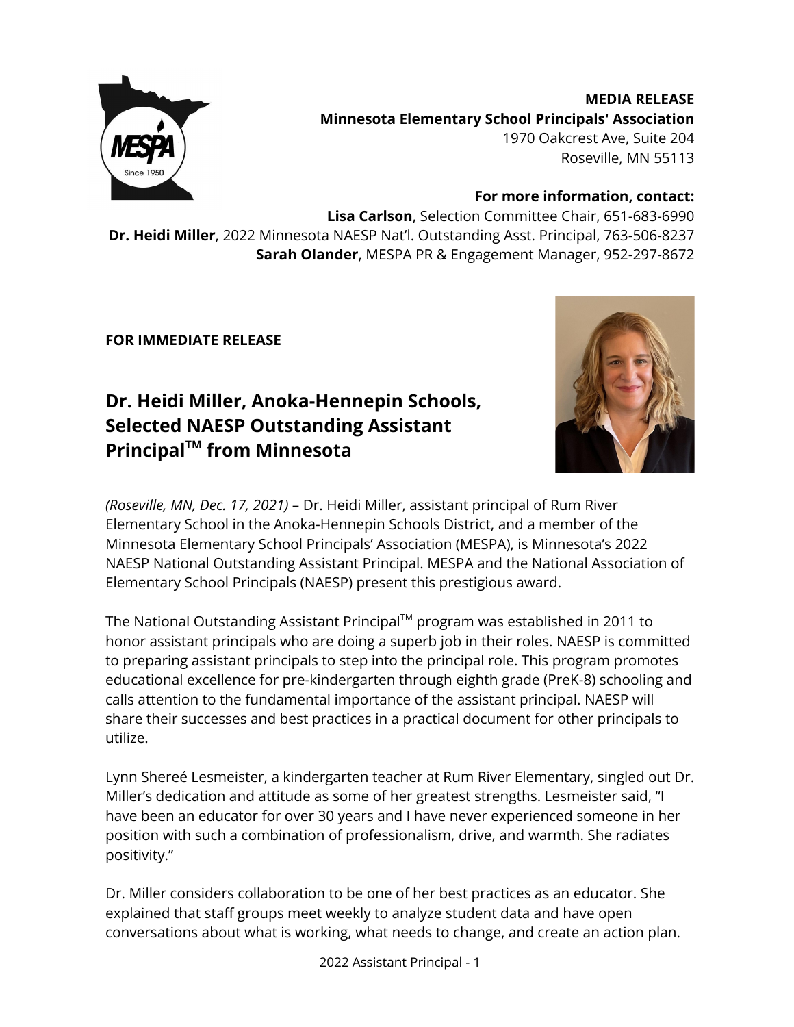**MEDIA RELEASE**
**Minnesota Elementary School Principals' Association**
1970 Oakcrest Ave, Suite 204
Roseville, MN 55113

**For more information, contact:**
**Lisa Carlson**, Selection Committee Chair, 651-683-6990
**Dr. Heidi Miller**, 2022 Minnesota NAESP Nat'l. Outstanding Asst. Principal, 763-506-8237
**Sarah Olander**, MESPA PR & Engagement Manager, 952-297-8672

**FOR IMMEDIATE RELEASE**

# Dr. Heidi Miller, Anoka-Hennepin Schools, Selected NAESP Outstanding Assistant Principal™ from Minnesota

*(Roseville, MN, Dec. 17, 2021)* – Dr. Heidi Miller, assistant principal of Rum River Elementary School in the Anoka-Hennepin Schools District, and a member of the Minnesota Elementary School Principals' Association (MESPA), is Minnesota's 2022 NAESP National Outstanding Assistant Principal. MESPA and the National Association of Elementary School Principals (NAESP) present this prestigious award.

The National Outstanding Assistant Principal™ program was established in 2011 to honor assistant principals who are doing a superb job in their roles. NAESP is committed to preparing assistant principals to step into the principal role. This program promotes educational excellence for pre-kindergarten through eighth grade (PreK-8) schooling and calls attention to the fundamental importance of the assistant principal. NAESP will share their successes and best practices in a practical document for other principals to utilize.

Lynn Shereé Lesmeister, a kindergarten teacher at Rum River Elementary, singled out Dr. Miller's dedication and attitude as some of her greatest strengths. Lesmeister said, "I have been an educator for over 30 years and I have never experienced someone in her position with such a combination of professionalism, drive, and warmth. She radiates positivity."

Dr. Miller considers collaboration to be one of her best practices as an educator. She explained that staff groups meet weekly to analyze student data and have open conversations about what is working, what needs to change, and create an action plan.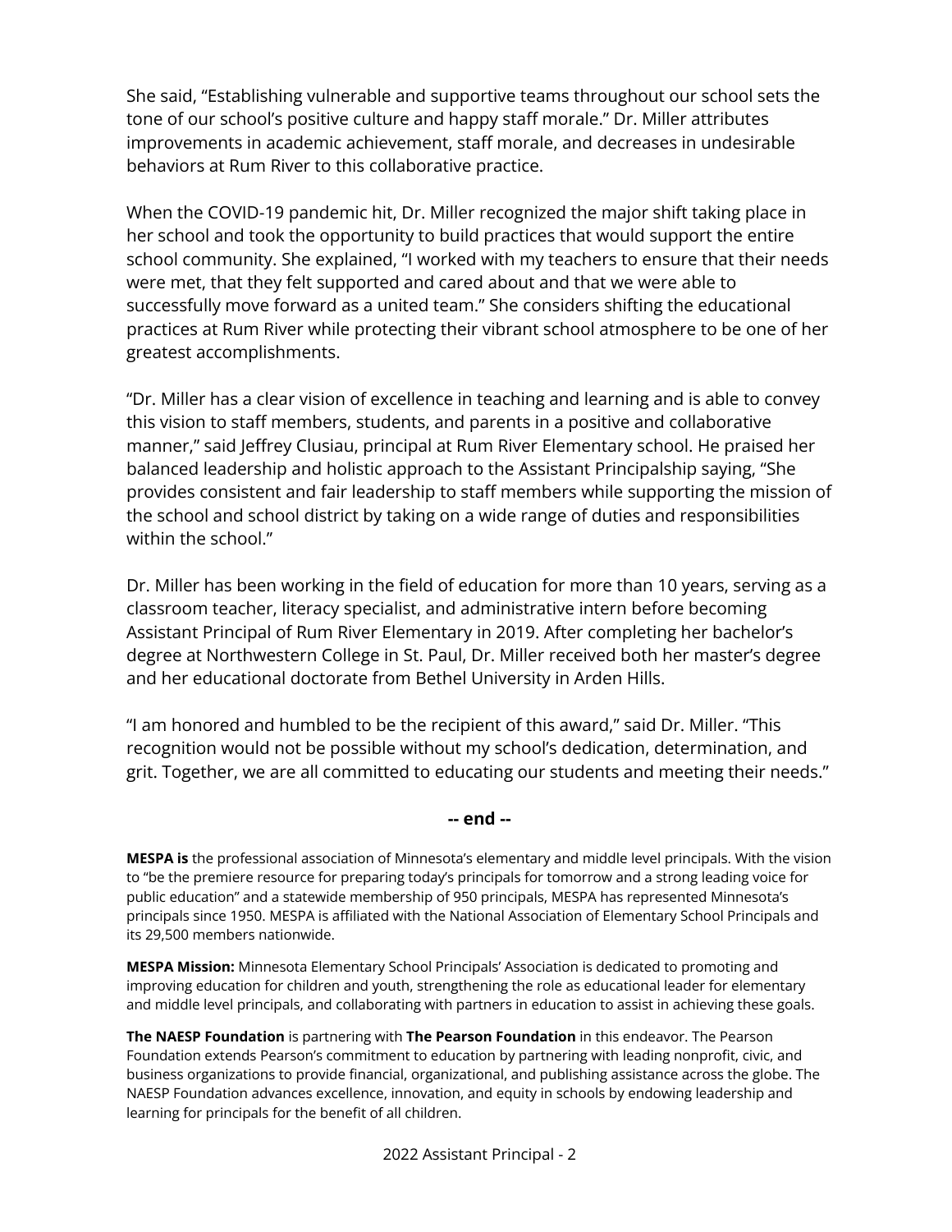She said, “Establishing vulnerable and supportive teams throughout our school sets the tone of our school’s positive culture and happy staff morale.” Dr. Miller attributes improvements in academic achievement, staff morale, and decreases in undesirable behaviors at Rum River to this collaborative practice.

When the COVID-19 pandemic hit, Dr. Miller recognized the major shift taking place in her school and took the opportunity to build practices that would support the entire school community. She explained, “I worked with my teachers to ensure that their needs were met, that they felt supported and cared about and that we were able to successfully move forward as a united team.” She considers shifting the educational practices at Rum River while protecting their vibrant school atmosphere to be one of her greatest accomplishments.

“Dr. Miller has a clear vision of excellence in teaching and learning and is able to convey this vision to staff members, students, and parents in a positive and collaborative manner,” said Jeffrey Clusiau, principal at Rum River Elementary school. He praised her balanced leadership and holistic approach to the Assistant Principalship saying, “She provides consistent and fair leadership to staff members while supporting the mission of the school and school district by taking on a wide range of duties and responsibilities within the school.”

Dr. Miller has been working in the field of education for more than 10 years, serving as a classroom teacher, literacy specialist, and administrative intern before becoming Assistant Principal of Rum River Elementary in 2019. After completing her bachelor’s degree at Northwestern College in St. Paul, Dr. Miller received both her master’s degree and her educational doctorate from Bethel University in Arden Hills.

“I am honored and humbled to be the recipient of this award,” said Dr. Miller. “This recognition would not be possible without my school’s dedication, determination, and grit. Together, we are all committed to educating our students and meeting their needs.”

**-- end --**

**MESPA is** the professional association of Minnesota’s elementary and middle level principals. With the vision to “be the premiere resource for preparing today’s principals for tomorrow and a strong leading voice for public education” and a statewide membership of 950 principals, MESPA has represented Minnesota’s principals since 1950. MESPA is affiliated with the National Association of Elementary School Principals and its 29,500 members nationwide.

**MESPA Mission:** Minnesota Elementary School Principals’ Association is dedicated to promoting and improving education for children and youth, strengthening the role as educational leader for elementary and middle level principals, and collaborating with partners in education to assist in achieving these goals.

**The NAESP Foundation** is partnering with **The Pearson Foundation** in this endeavor. The Pearson Foundation extends Pearson’s commitment to education by partnering with leading nonprofit, civic, and business organizations to provide financial, organizational, and publishing assistance across the globe. The NAESP Foundation advances excellence, innovation, and equity in schools by endowing leadership and learning for principals for the benefit of all children.